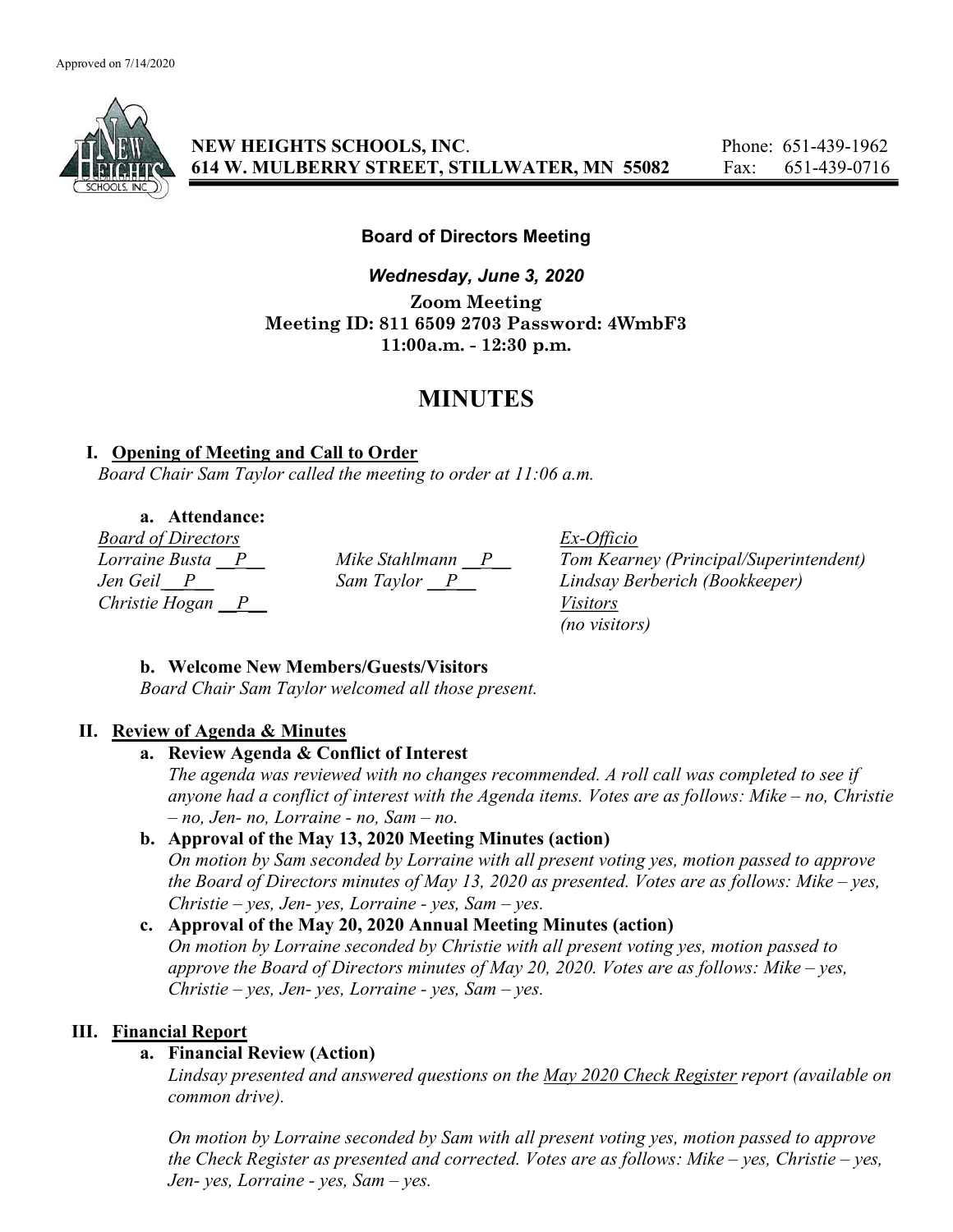Approved on 7/14/2020

**NEW HEIGHTS SCHOOLS, INC.** Phone: 651-439-1962
**614 W. MULBERRY STREET, STILLWATER, MN 55082** Fax: 651-439-0716

**Board of Directors Meeting**

***Wednesday, June 3, 2020***

**Zoom Meeting**
**Meeting ID: 811 6509 2703 Password: 4WmbF3**
**11:00a.m. - 12:30 p.m.**

# MINUTES

## I. Opening of Meeting and Call to Order

*Board Chair Sam Taylor called the meeting to order at 11:06 a.m.*

### a. Attendance:

| *Board of Directors* | | *Ex-Officio* |
|---|---|---|
| *Lorraine Busta \_\_P\_\_* | *Mike Stahlmann \_\_P\_\_* | *Tom Kearney (Principal/Superintendent)* |
| *Jen Geil \_\_P\_\_* | *Sam Taylor \_\_P\_\_* | *Lindsay Berberich (Bookkeeper)* |
| *Christie Hogan \_\_P\_\_* | | *Visitors* |
| | | *(no visitors)* |

### b. Welcome New Members/Guests/Visitors

*Board Chair Sam Taylor welcomed all those present.*

## II. Review of Agenda & Minutes

### a. Review Agenda & Conflict of Interest

*The agenda was reviewed with no changes recommended. A roll call was completed to see if anyone had a conflict of interest with the Agenda items. Votes are as follows: Mike – no, Christie – no, Jen- no, Lorraine - no, Sam – no.*

### b. Approval of the May 13, 2020 Meeting Minutes (action)

*On motion by Sam seconded by Lorraine with all present voting yes, motion passed to approve the Board of Directors minutes of May 13, 2020 as presented. Votes are as follows: Mike – yes, Christie – yes, Jen- yes, Lorraine - yes, Sam – yes.*

### c. Approval of the May 20, 2020 Annual Meeting Minutes (action)

*On motion by Lorraine seconded by Christie with all present voting yes, motion passed to approve the Board of Directors minutes of May 20, 2020. Votes are as follows: Mike – yes, Christie – yes, Jen- yes, Lorraine - yes, Sam – yes.*

## III. Financial Report

### a. Financial Review (Action)

*Lindsay presented and answered questions on the May 2020 Check Register report (available on common drive).*

*On motion by Lorraine seconded by Sam with all present voting yes, motion passed to approve the Check Register as presented and corrected. Votes are as follows: Mike – yes, Christie – yes, Jen- yes, Lorraine - yes, Sam – yes.*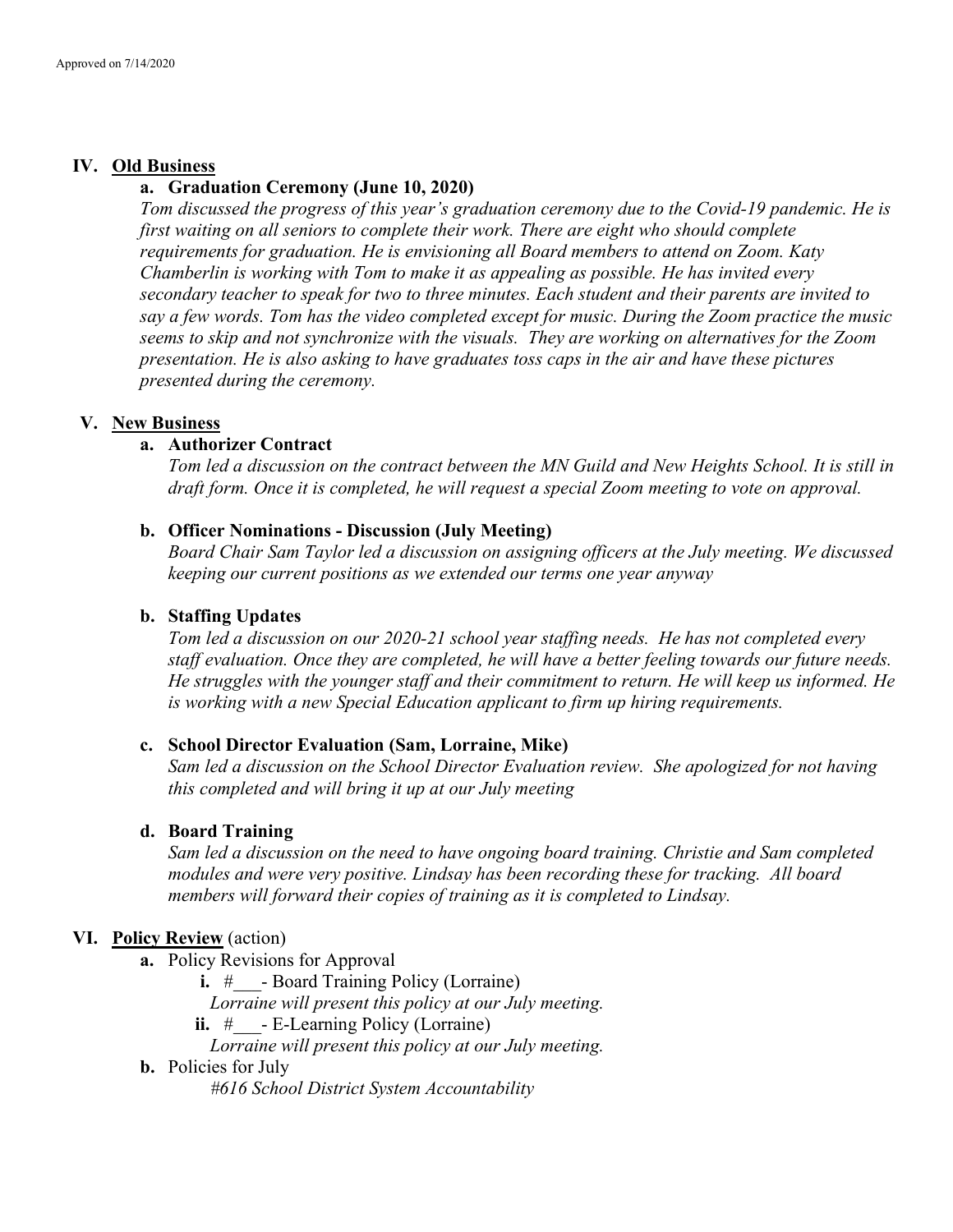Approved on 7/14/2020

## IV. Old Business

**a. Graduation Ceremony (June 10, 2020)**

*Tom discussed the progress of this year's graduation ceremony due to the Covid-19 pandemic. He is first waiting on all seniors to complete their work. There are eight who should complete requirements for graduation. He is envisioning all Board members to attend on Zoom. Katy Chamberlin is working with Tom to make it as appealing as possible. He has invited every secondary teacher to speak for two to three minutes. Each student and their parents are invited to say a few words. Tom has the video completed except for music. During the Zoom practice the music seems to skip and not synchronize with the visuals. They are working on alternatives for the Zoom presentation. He is also asking to have graduates toss caps in the air and have these pictures presented during the ceremony.*

## V. New Business

**a. Authorizer Contract**

*Tom led a discussion on the contract between the MN Guild and New Heights School. It is still in draft form. Once it is completed, he will request a special Zoom meeting to vote on approval.*

**b. Officer Nominations - Discussion (July Meeting)**

*Board Chair Sam Taylor led a discussion on assigning officers at the July meeting. We discussed keeping our current positions as we extended our terms one year anyway*

**b. Staffing Updates**

*Tom led a discussion on our 2020-21 school year staffing needs. He has not completed every staff evaluation. Once they are completed, he will have a better feeling towards our future needs. He struggles with the younger staff and their commitment to return. He will keep us informed. He is working with a new Special Education applicant to firm up hiring requirements.*

**c. School Director Evaluation (Sam, Lorraine, Mike)**

*Sam led a discussion on the School Director Evaluation review. She apologized for not having this completed and will bring it up at our July meeting*

**d. Board Training**

*Sam led a discussion on the need to have ongoing board training. Christie and Sam completed modules and were very positive. Lindsay has been recording these for tracking. All board members will forward their copies of training as it is completed to Lindsay.*

## VI. Policy Review (action)

**a.** Policy Revisions for Approval

- **i.** #___- Board Training Policy (Lorraine)
  *Lorraine will present this policy at our July meeting.*
- **ii.** #___- E-Learning Policy (Lorraine)
  *Lorraine will present this policy at our July meeting.*

**b.** Policies for July

*#616 School District System Accountability*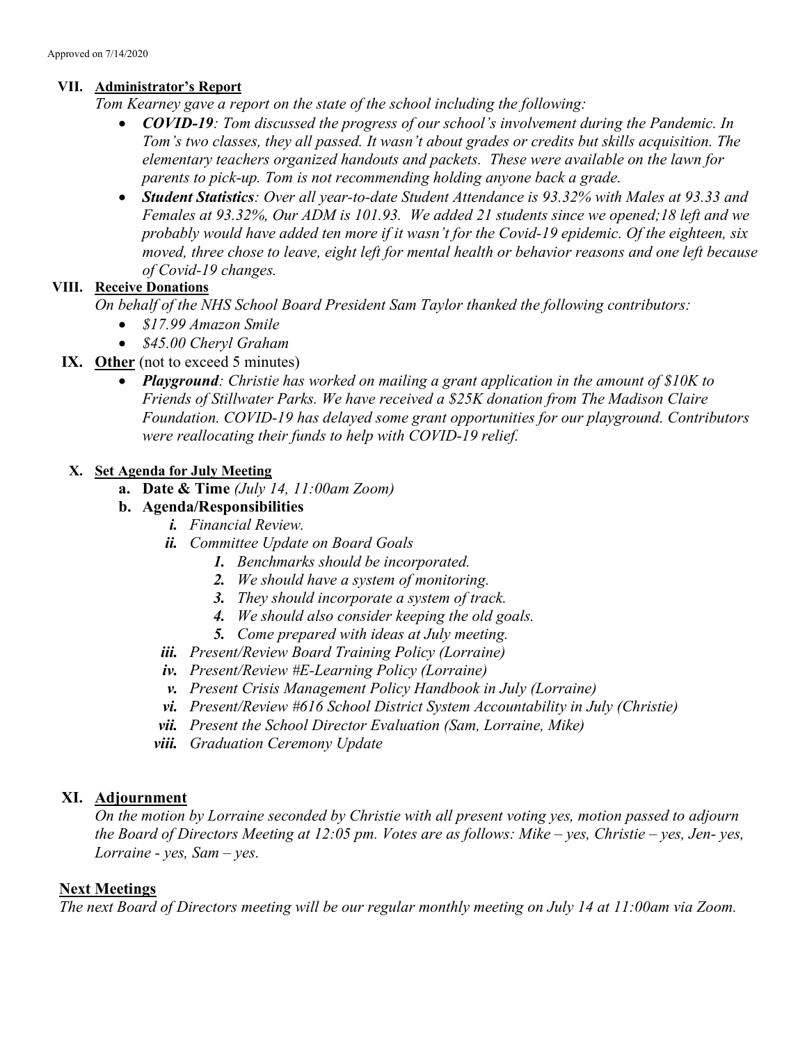Approved on 7/14/2020

VII. **Administrator's Report**

*Tom Kearney gave a report on the state of the school including the following:*

- ***COVID-19****: Tom discussed the progress of our school's involvement during the Pandemic. In Tom's two classes, they all passed. It wasn't about grades or credits but skills acquisition. The elementary teachers organized handouts and packets. These were available on the lawn for parents to pick-up. Tom is not recommending holding anyone back a grade.*
- ***Student Statistics****: Over all year-to-date Student Attendance is 93.32% with Males at 93.33 and Females at 93.32%, Our ADM is 101.93. We added 21 students since we opened;18 left and we probably would have added ten more if it wasn't for the Covid-19 epidemic. Of the eighteen, six moved, three chose to leave, eight left for mental health or behavior reasons and one left because of Covid-19 changes.*

VIII. **Receive Donations**

*On behalf of the NHS School Board President Sam Taylor thanked the following contributors:*

- *$17.99 Amazon Smile*
- *$45.00 Cheryl Graham*

IX. **Other** (not to exceed 5 minutes)

- ***Playground****: Christie has worked on mailing a grant application in the amount of $10K to Friends of Stillwater Parks. We have received a $25K donation from The Madison Claire Foundation. COVID-19 has delayed some grant opportunities for our playground. Contributors were reallocating their funds to help with COVID-19 relief.*

X. **Set Agenda for July Meeting**

a. **Date & Time** *(July 14, 11:00am Zoom)*

b. **Agenda/Responsibilities**

*i. Financial Review.*

*ii. Committee Update on Board Goals*

1. *Benchmarks should be incorporated.*
2. *We should have a system of monitoring.*
3. *They should incorporate a system of track.*
4. *We should also consider keeping the old goals.*
5. *Come prepared with ideas at July meeting.*

*iii. Present/Review Board Training Policy (Lorraine)*

*iv. Present/Review #E-Learning Policy (Lorraine)*

*v. Present Crisis Management Policy Handbook in July (Lorraine)*

*vi. Present/Review #616 School District System Accountability in July (Christie)*

*vii. Present the School Director Evaluation (Sam, Lorraine, Mike)*

*viii. Graduation Ceremony Update*

XI. **Adjournment**

*On the motion by Lorraine seconded by Christie with all present voting yes, motion passed to adjourn the Board of Directors Meeting at 12:05 pm. Votes are as follows: Mike – yes, Christie – yes, Jen- yes, Lorraine - yes, Sam – yes.*

**Next Meetings**

*The next Board of Directors meeting will be our regular monthly meeting on July 14 at 11:00am via Zoom.*